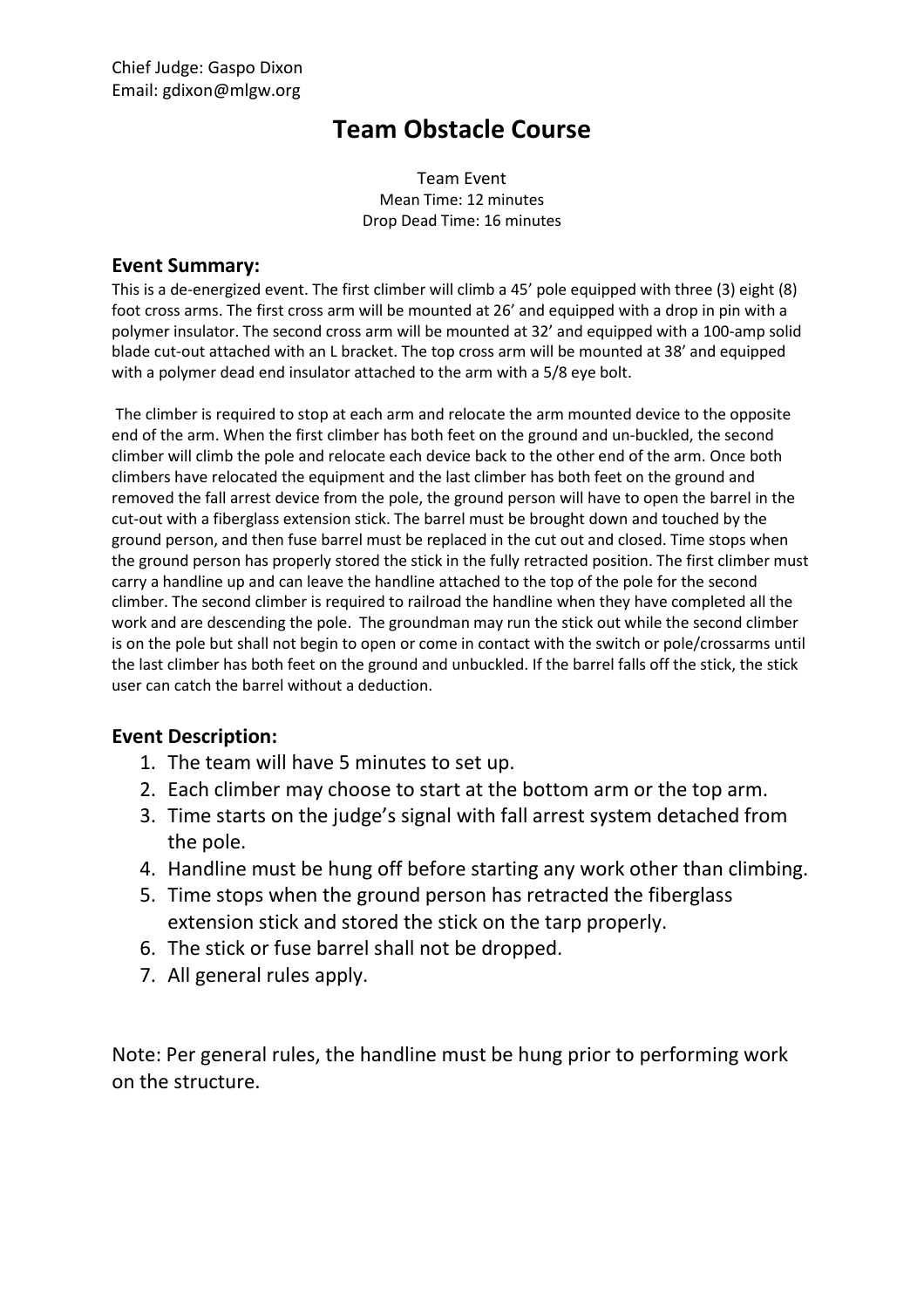Chief Judge: Gaspo Dixon
Email: gdixon@mlgw.org

# Team Obstacle Course

Team Event
Mean Time: 12 minutes
Drop Dead Time: 16 minutes

### Event Summary:

This is a de-energized event. The first climber will climb a 45' pole equipped with three (3) eight (8) foot cross arms. The first cross arm will be mounted at 26' and equipped with a drop in pin with a polymer insulator. The second cross arm will be mounted at 32' and equipped with a 100-amp solid blade cut-out attached with an L bracket. The top cross arm will be mounted at 38' and equipped with a polymer dead end insulator attached to the arm with a 5/8 eye bolt.

The climber is required to stop at each arm and relocate the arm mounted device to the opposite end of the arm. When the first climber has both feet on the ground and un-buckled, the second climber will climb the pole and relocate each device back to the other end of the arm. Once both climbers have relocated the equipment and the last climber has both feet on the ground and removed the fall arrest device from the pole, the ground person will have to open the barrel in the cut-out with a fiberglass extension stick. The barrel must be brought down and touched by the ground person, and then fuse barrel must be replaced in the cut out and closed. Time stops when the ground person has properly stored the stick in the fully retracted position. The first climber must carry a handline up and can leave the handline attached to the top of the pole for the second climber. The second climber is required to railroad the handline when they have completed all the work and are descending the pole. The groundman may run the stick out while the second climber is on the pole but shall not begin to open or come in contact with the switch or pole/crossarms until the last climber has both feet on the ground and unbuckled. If the barrel falls off the stick, the stick user can catch the barrel without a deduction.

### Event Description:

1. The team will have 5 minutes to set up.
2. Each climber may choose to start at the bottom arm or the top arm.
3. Time starts on the judge's signal with fall arrest system detached from the pole.
4. Handline must be hung off before starting any work other than climbing.
5. Time stops when the ground person has retracted the fiberglass extension stick and stored the stick on the tarp properly.
6. The stick or fuse barrel shall not be dropped.
7. All general rules apply.

Note: Per general rules, the handline must be hung prior to performing work on the structure.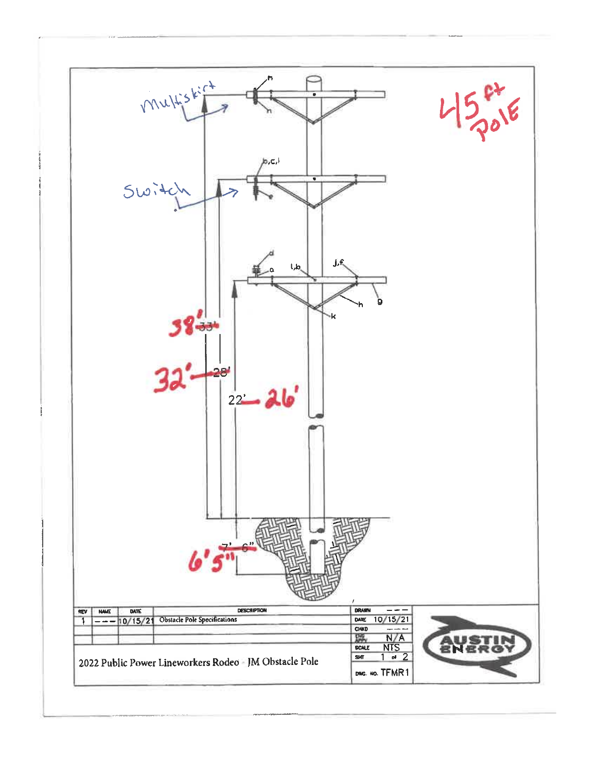Multiskirt

Switch

45 ft Pole

m

n

b,c,i

e

d

a

l,b

j,f

h

g

k

38' ~~33'~~

32' ~~28'~~

22' 26'

6'5" ~~7'-6"~~

| REV | NAME | DATE | DESCRIPTION |
|---|---|---|---|
| 1 | --- | 10/15/21 | Obstacle Pole Specifications |

2022 Public Power Lineworkers Rodeo - JM Obstacle Pole

| | |
|---|---|
| DRAWN | --- |
| DATE | 10/15/21 |
| CHKD | --- |
| ENG APPV | N/A |
| SCALE | NTS |
| SHT | 1 of 2 |
| DWG. NO. | TFMR1 |

AUSTIN ENERGY